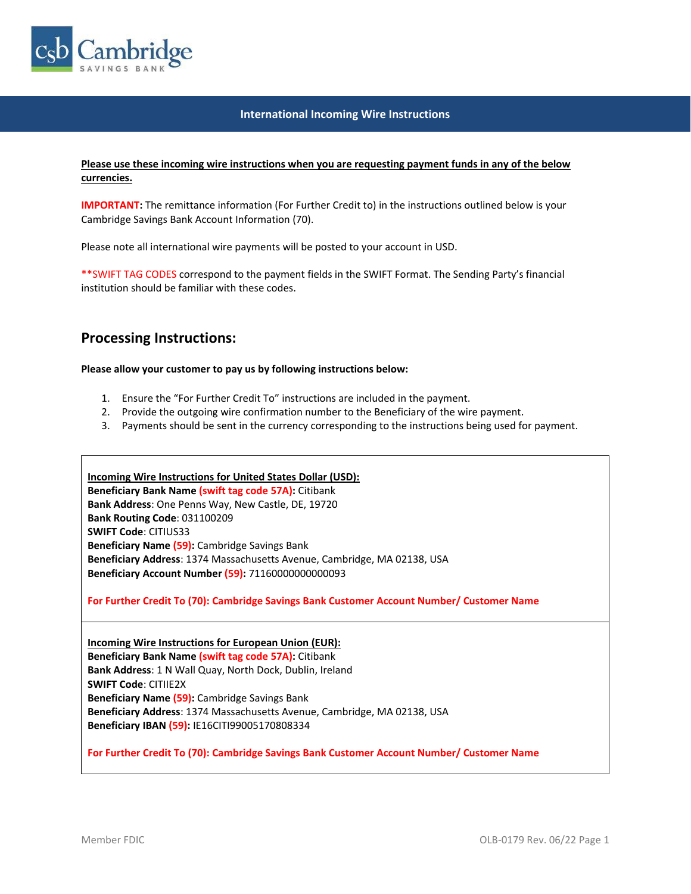Cambridge SAVINGS BANK

# International Incoming Wire Instructions

**Please use these incoming wire instructions when you are requesting payment funds in any of the below currencies.**

**IMPORTANT:** The remittance information (For Further Credit to) in the instructions outlined below is your Cambridge Savings Bank Account Information (70).

Please note all international wire payments will be posted to your account in USD.

**SWIFT TAG CODES correspond to the payment fields in the SWIFT Format. The Sending Party's financial institution should be familiar with these codes.

## Processing Instructions:

**Please allow your customer to pay us by following instructions below:**

1. Ensure the "For Further Credit To" instructions are included in the payment.
2. Provide the outgoing wire confirmation number to the Beneficiary of the wire payment.
3. Payments should be sent in the currency corresponding to the instructions being used for payment.

**Incoming Wire Instructions for United States Dollar (USD):**

**Beneficiary Bank Name (swift tag code 57A):** Citibank
**Bank Address**: One Penns Way, New Castle, DE, 19720
**Bank Routing Code**: 031100209
**SWIFT Code**: CITIUS33
**Beneficiary Name (59):** Cambridge Savings Bank
**Beneficiary Address**: 1374 Massachusetts Avenue, Cambridge, MA 02138, USA
**Beneficiary Account Number (59):** 71160000000000093

**For Further Credit To (70): Cambridge Savings Bank Customer Account Number/ Customer Name**

**Incoming Wire Instructions for European Union (EUR):**

**Beneficiary Bank Name (swift tag code 57A):** Citibank
**Bank Address**: 1 N Wall Quay, North Dock, Dublin, Ireland
**SWIFT Code**: CITIIE2X
**Beneficiary Name (59):** Cambridge Savings Bank
**Beneficiary Address**: 1374 Massachusetts Avenue, Cambridge, MA 02138, USA
**Beneficiary IBAN (59):** IE16CITI99005170808334

**For Further Credit To (70): Cambridge Savings Bank Customer Account Number/ Customer Name**

Member FDIC

OLB-0179 Rev. 06/22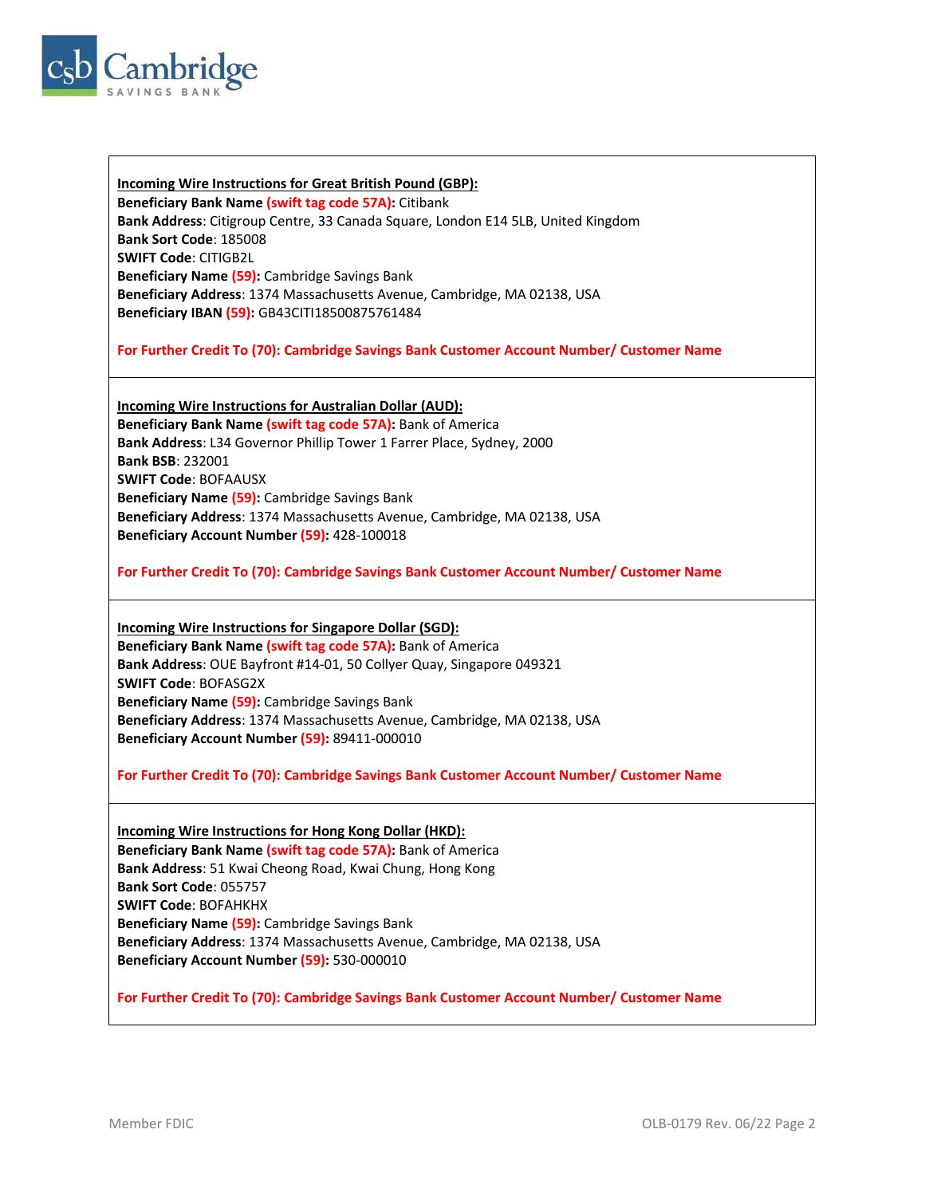**Incoming Wire Instructions for Great British Pound (GBP):**
**Beneficiary Bank Name (swift tag code 57A):** Citibank
**Bank Address**: Citigroup Centre, 33 Canada Square, London E14 5LB, United Kingdom
**Bank Sort Code**: 185008
**SWIFT Code**: CITIGB2L
**Beneficiary Name (59):** Cambridge Savings Bank
**Beneficiary Address**: 1374 Massachusetts Avenue, Cambridge, MA 02138, USA
**Beneficiary IBAN (59):** GB43CITI18500875761484

**For Further Credit To (70): Cambridge Savings Bank Customer Account Number/ Customer Name**

**Incoming Wire Instructions for Australian Dollar (AUD):**
**Beneficiary Bank Name (swift tag code 57A):** Bank of America
**Bank Address**: L34 Governor Phillip Tower 1 Farrer Place, Sydney, 2000
**Bank BSB**: 232001
**SWIFT Code**: BOFAAUSX
**Beneficiary Name (59):** Cambridge Savings Bank
**Beneficiary Address**: 1374 Massachusetts Avenue, Cambridge, MA 02138, USA
**Beneficiary Account Number (59):** 428-100018

**For Further Credit To (70): Cambridge Savings Bank Customer Account Number/ Customer Name**

**Incoming Wire Instructions for Singapore Dollar (SGD):**
**Beneficiary Bank Name (swift tag code 57A):** Bank of America
**Bank Address**: OUE Bayfront #14-01, 50 Collyer Quay, Singapore 049321
**SWIFT Code**: BOFASG2X
**Beneficiary Name (59):** Cambridge Savings Bank
**Beneficiary Address**: 1374 Massachusetts Avenue, Cambridge, MA 02138, USA
**Beneficiary Account Number (59):** 89411-000010

**For Further Credit To (70): Cambridge Savings Bank Customer Account Number/ Customer Name**

**Incoming Wire Instructions for Hong Kong Dollar (HKD):**
**Beneficiary Bank Name (swift tag code 57A):** Bank of America
**Bank Address**: 51 Kwai Cheong Road, Kwai Chung, Hong Kong
**Bank Sort Code**: 055757
**SWIFT Code**: BOFAHKHX
**Beneficiary Name (59):** Cambridge Savings Bank
**Beneficiary Address**: 1374 Massachusetts Avenue, Cambridge, MA 02138, USA
**Beneficiary Account Number (59):** 530-000010

**For Further Credit To (70): Cambridge Savings Bank Customer Account Number/ Customer Name**

Member FDIC

OLB-0179 Rev. 06/22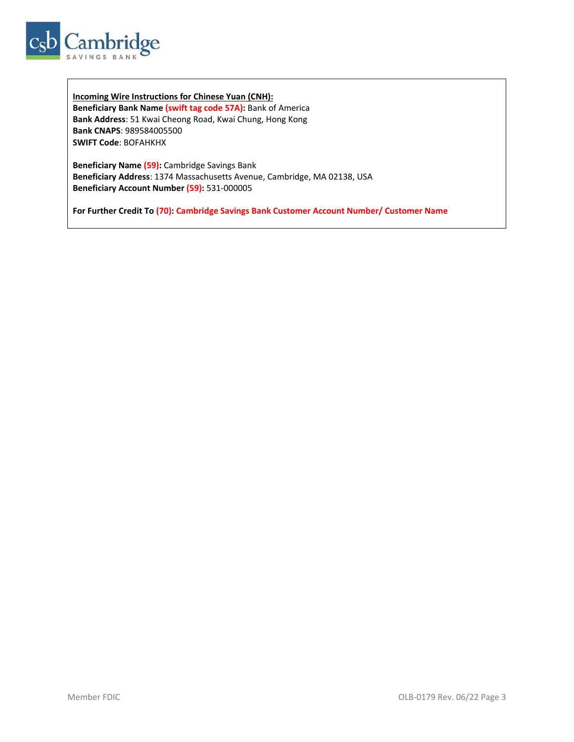**Incoming Wire Instructions for Chinese Yuan (CNH):**

**Beneficiary Bank Name (swift tag code 57A):** Bank of America
**Bank Address**: 51 Kwai Cheong Road, Kwai Chung, Hong Kong
**Bank CNAPS**: 989584005500
**SWIFT Code**: BOFAHKHX

**Beneficiary Name (59):** Cambridge Savings Bank
**Beneficiary Address**: 1374 Massachusetts Avenue, Cambridge, MA 02138, USA
**Beneficiary Account Number (59):** 531-000005

**For Further Credit To (70): Cambridge Savings Bank Customer Account Number/ Customer Name**

Member FDIC

OLB-0179 Rev. 06/22